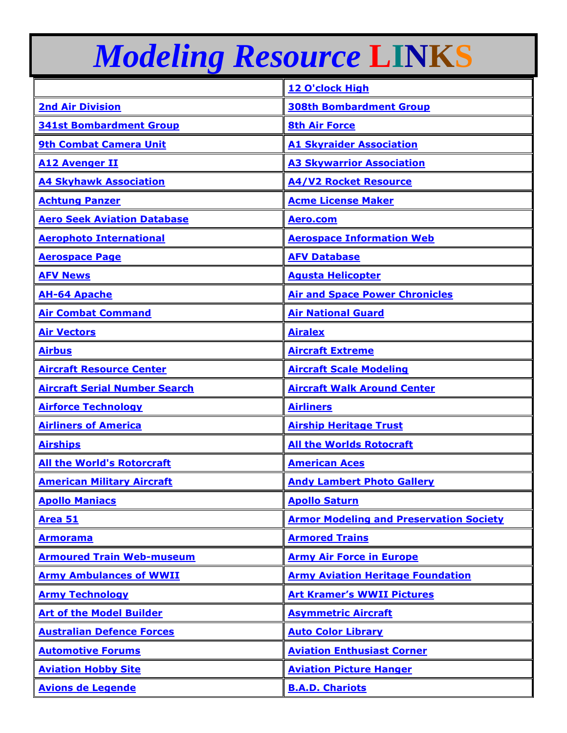# *Modeling Resource LINKS*

| | |
|---|---|
| | **12 O'clock High** |
| **2nd Air Division** | **308th Bombardment Group** |
| **341st Bombardment Group** | **8th Air Force** |
| **9th Combat Camera Unit** | **A1 Skyraider Association** |
| **A12 Avenger II** | **A3 Skywarrior Association** |
| **A4 Skyhawk Association** | **A4/V2 Rocket Resource** |
| **Achtung Panzer** | **Acme License Maker** |
| **Aero Seek Aviation Database** | **Aero.com** |
| **Aerophoto International** | **Aerospace Information Web** |
| **Aerospace Page** | **AFV Database** |
| **AFV News** | **Agusta Helicopter** |
| **AH-64 Apache** | **Air and Space Power Chronicles** |
| **Air Combat Command** | **Air National Guard** |
| **Air Vectors** | **Airalex** |
| **Airbus** | **Aircraft Extreme** |
| **Aircraft Resource Center** | **Aircraft Scale Modeling** |
| **Aircraft Serial Number Search** | **Aircraft Walk Around Center** |
| **Airforce Technology** | **Airliners** |
| **Airliners of America** | **Airship Heritage Trust** |
| **Airships** | **All the Worlds Rotocraft** |
| **All the World's Rotorcraft** | **American Aces** |
| **American Military Aircraft** | **Andy Lambert Photo Gallery** |
| **Apollo Maniacs** | **Apollo Saturn** |
| **Area 51** | **Armor Modeling and Preservation Society** |
| **Armorama** | **Armored Trains** |
| **Armoured Train Web-museum** | **Army Air Force in Europe** |
| **Army Ambulances of WWII** | **Army Aviation Heritage Foundation** |
| **Army Technology** | **Art Kramer's WWII Pictures** |
| **Art of the Model Builder** | **Asymmetric Aircraft** |
| **Australian Defence Forces** | **Auto Color Library** |
| **Automotive Forums** | **Aviation Enthusiast Corner** |
| **Aviation Hobby Site** | **Aviation Picture Hanger** |
| **Avions de Legende** | **B.A.D. Chariots** |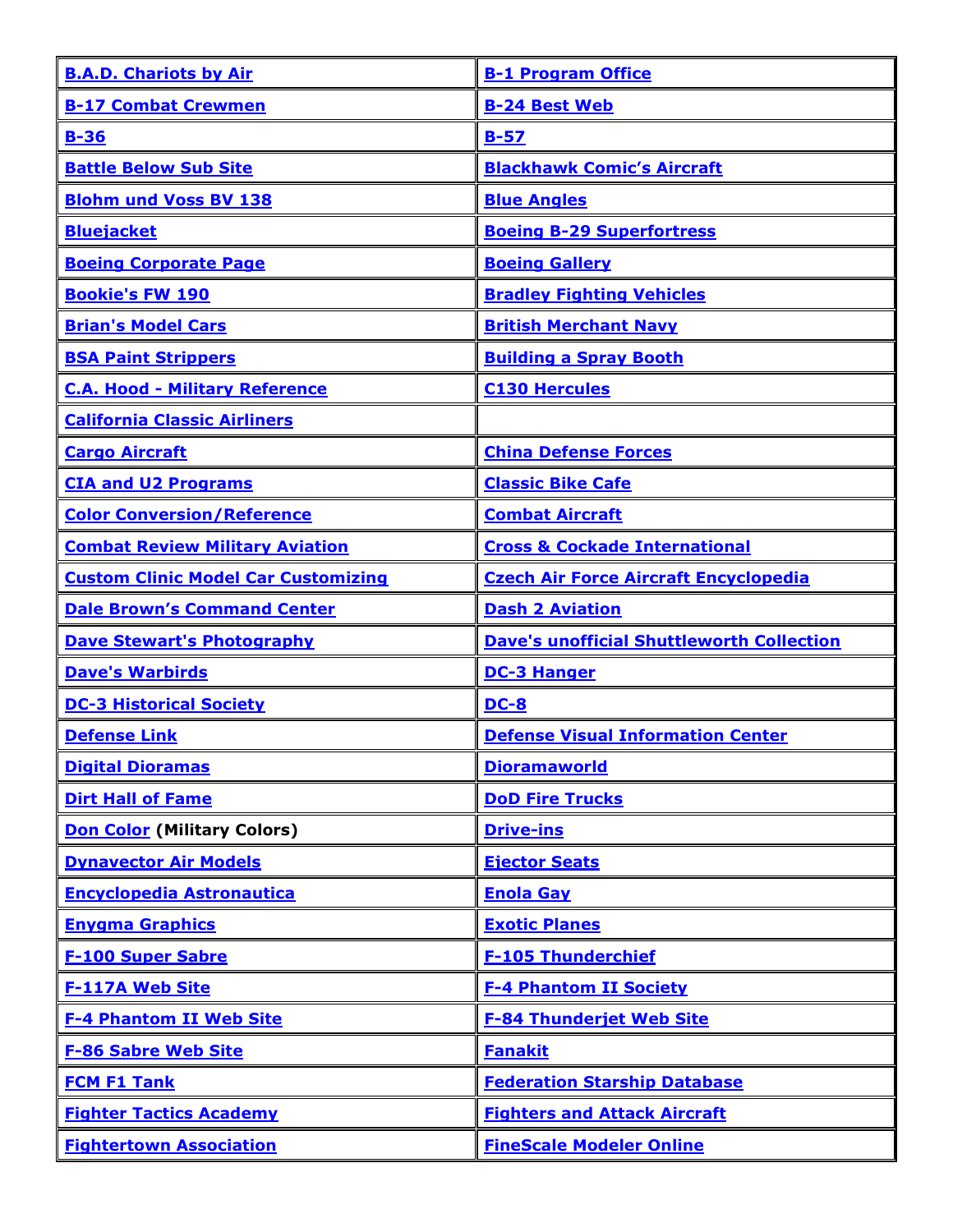| | |
|---|---|
| **B.A.D. Chariots by Air** | **B-1 Program Office** |
| **B-17 Combat Crewmen** | **B-24 Best Web** |
| **B-36** | **B-57** |
| **Battle Below Sub Site** | **Blackhawk Comic's Aircraft** |
| **Blohm und Voss BV 138** | **Blue Angles** |
| **Bluejacket** | **Boeing B-29 Superfortress** |
| **Boeing Corporate Page** | **Boeing Gallery** |
| **Bookie's FW 190** | **Bradley Fighting Vehicles** |
| **Brian's Model Cars** | **British Merchant Navy** |
| **BSA Paint Strippers** | **Building a Spray Booth** |
| **C.A. Hood - Military Reference** | **C130 Hercules** |
| **California Classic Airliners** | |
| **Cargo Aircraft** | **China Defense Forces** |
| **CIA and U2 Programs** | **Classic Bike Cafe** |
| **Color Conversion/Reference** | **Combat Aircraft** |
| **Combat Review Military Aviation** | **Cross & Cockade International** |
| **Custom Clinic Model Car Customizing** | **Czech Air Force Aircraft Encyclopedia** |
| **Dale Brown's Command Center** | **Dash 2 Aviation** |
| **Dave Stewart's Photography** | **Dave's unofficial Shuttleworth Collection** |
| **Dave's Warbirds** | **DC-3 Hanger** |
| **DC-3 Historical Society** | **DC-8** |
| **Defense Link** | **Defense Visual Information Center** |
| **Digital Dioramas** | **Dioramaworld** |
| **Dirt Hall of Fame** | **DoD Fire Trucks** |
| **Don Color** (Military Colors) | **Drive-ins** |
| **Dynavector Air Models** | **Ejector Seats** |
| **Encyclopedia Astronautica** | **Enola Gay** |
| **Enygma Graphics** | **Exotic Planes** |
| **F-100 Super Sabre** | **F-105 Thunderchief** |
| **F-117A Web Site** | **F-4 Phantom II Society** |
| **F-4 Phantom II Web Site** | **F-84 Thunderjet Web Site** |
| **F-86 Sabre Web Site** | **Fanakit** |
| **FCM F1 Tank** | **Federation Starship Database** |
| **Fighter Tactics Academy** | **Fighters and Attack Aircraft** |
| **Fightertown Association** | **FineScale Modeler Online** |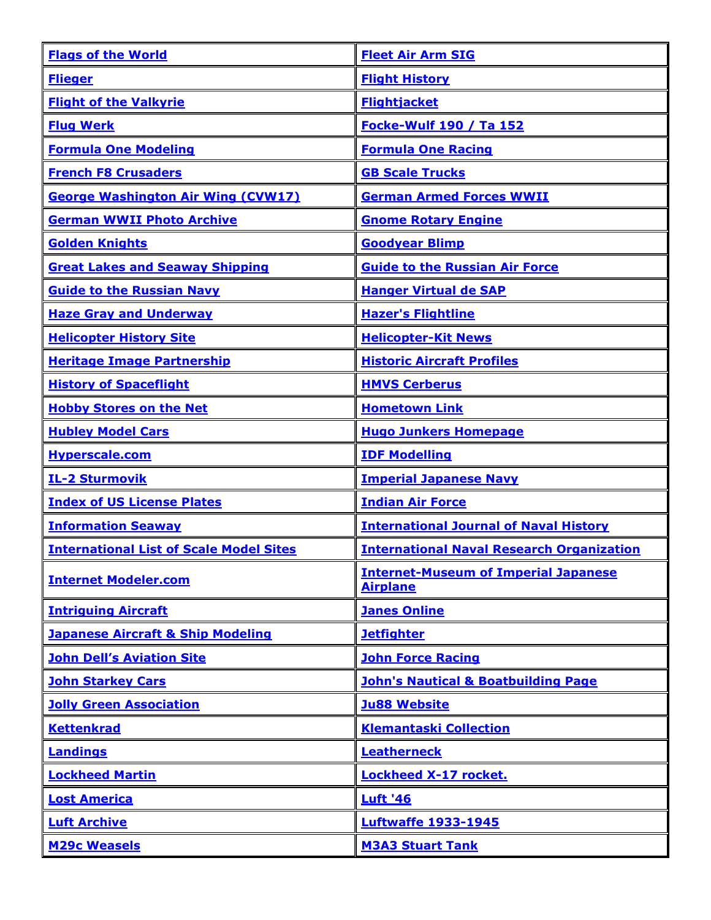| | |
|---|---|
| **Flags of the World** | **Fleet Air Arm SIG** |
| **Flieger** | **Flight History** |
| **Flight of the Valkyrie** | **Flightjacket** |
| **Flug Werk** | **Focke-Wulf 190 / Ta 152** |
| **Formula One Modeling** | **Formula One Racing** |
| **French F8 Crusaders** | **GB Scale Trucks** |
| **George Washington Air Wing (CVW17)** | **German Armed Forces WWII** |
| **German WWII Photo Archive** | **Gnome Rotary Engine** |
| **Golden Knights** | **Goodyear Blimp** |
| **Great Lakes and Seaway Shipping** | **Guide to the Russian Air Force** |
| **Guide to the Russian Navy** | **Hanger Virtual de SAP** |
| **Haze Gray and Underway** | **Hazer's Flightline** |
| **Helicopter History Site** | **Helicopter-Kit News** |
| **Heritage Image Partnership** | **Historic Aircraft Profiles** |
| **History of Spaceflight** | **HMVS Cerberus** |
| **Hobby Stores on the Net** | **Hometown Link** |
| **Hubley Model Cars** | **Hugo Junkers Homepage** |
| **Hyperscale.com** | **IDF Modelling** |
| **IL-2 Sturmovik** | **Imperial Japanese Navy** |
| **Index of US License Plates** | **Indian Air Force** |
| **Information Seaway** | **International Journal of Naval History** |
| **International List of Scale Model Sites** | **International Naval Research Organization** |
| **Internet Modeler.com** | **Internet-Museum of Imperial Japanese Airplane** |
| **Intriguing Aircraft** | **Janes Online** |
| **Japanese Aircraft & Ship Modeling** | **Jetfighter** |
| **John Dell's Aviation Site** | **John Force Racing** |
| **John Starkey Cars** | **John's Nautical & Boatbuilding Page** |
| **Jolly Green Association** | **Ju88 Website** |
| **Kettenkrad** | **Klemantaski Collection** |
| **Landings** | **Leatherneck** |
| **Lockheed Martin** | **Lockheed X-17 rocket.** |
| **Lost America** | **Luft '46** |
| **Luft Archive** | **Luftwaffe 1933-1945** |
| **M29c Weasels** | **M3A3 Stuart Tank** |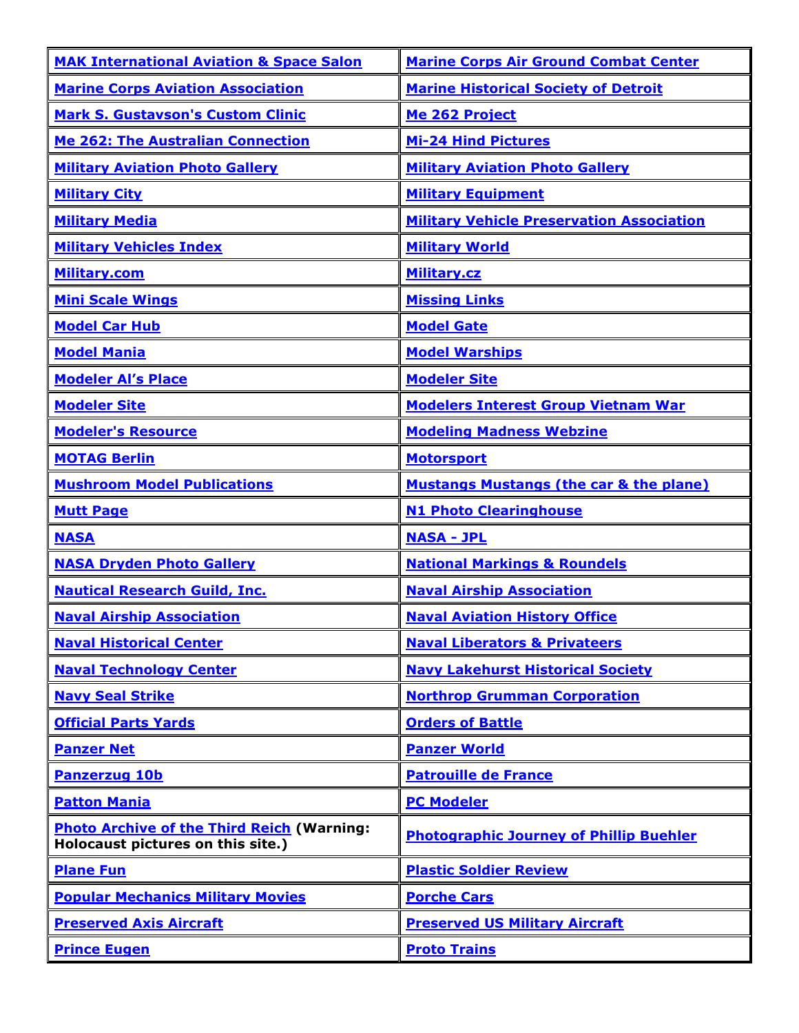| | |
|---|---|
| **MAK International Aviation & Space Salon** | **Marine Corps Air Ground Combat Center** |
| **Marine Corps Aviation Association** | **Marine Historical Society of Detroit** |
| **Mark S. Gustavson's Custom Clinic** | **Me 262 Project** |
| **Me 262: The Australian Connection** | **Mi-24 Hind Pictures** |
| **Military Aviation Photo Gallery** | **Military Aviation Photo Gallery** |
| **Military City** | **Military Equipment** |
| **Military Media** | **Military Vehicle Preservation Association** |
| **Military Vehicles Index** | **Military World** |
| **Military.com** | **Military.cz** |
| **Mini Scale Wings** | **Missing Links** |
| **Model Car Hub** | **Model Gate** |
| **Model Mania** | **Model Warships** |
| **Modeler Al's Place** | **Modeler Site** |
| **Modeler Site** | **Modelers Interest Group Vietnam War** |
| **Modeler's Resource** | **Modeling Madness Webzine** |
| **MOTAG Berlin** | **Motorsport** |
| **Mushroom Model Publications** | **Mustangs Mustangs (the car & the plane)** |
| **Mutt Page** | **N1 Photo Clearinghouse** |
| **NASA** | **NASA - JPL** |
| **NASA Dryden Photo Gallery** | **National Markings & Roundels** |
| **Nautical Research Guild, Inc.** | **Naval Airship Association** |
| **Naval Airship Association** | **Naval Aviation History Office** |
| **Naval Historical Center** | **Naval Liberators & Privateers** |
| **Naval Technology Center** | **Navy Lakehurst Historical Society** |
| **Navy Seal Strike** | **Northrop Grumman Corporation** |
| **Official Parts Yards** | **Orders of Battle** |
| **Panzer Net** | **Panzer World** |
| **Panzerzug 10b** | **Patrouille de France** |
| **Patton Mania** | **PC Modeler** |
| **Photo Archive of the Third Reich (Warning: Holocaust pictures on this site.)** | **Photographic Journey of Phillip Buehler** |
| **Plane Fun** | **Plastic Soldier Review** |
| **Popular Mechanics Military Movies** | **Porche Cars** |
| **Preserved Axis Aircraft** | **Preserved US Military Aircraft** |
| **Prince Eugen** | **Proto Trains** |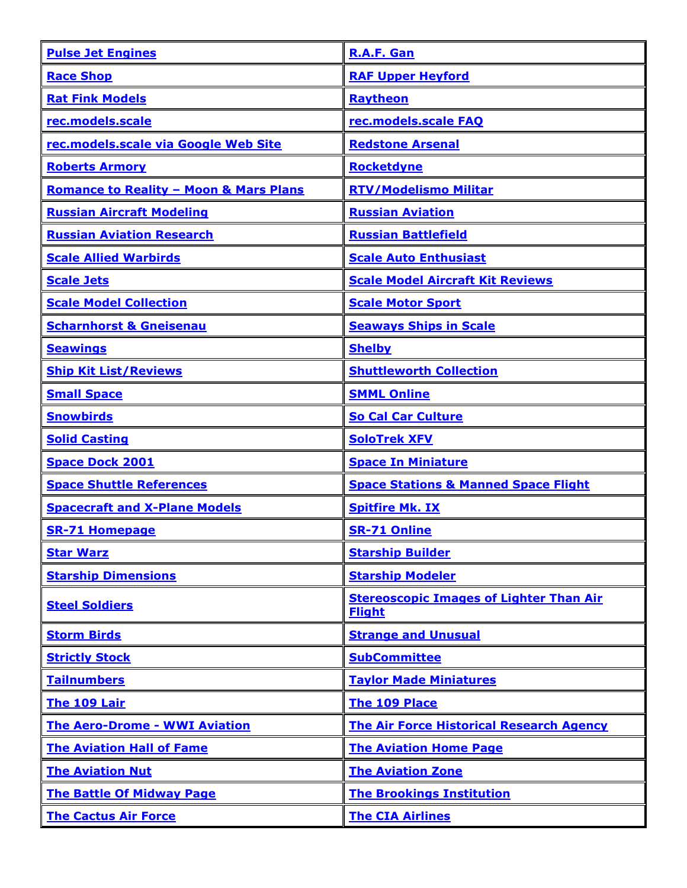| | |
|---|---|
| **Pulse Jet Engines** | **R.A.F. Gan** |
| **Race Shop** | **RAF Upper Heyford** |
| **Rat Fink Models** | **Raytheon** |
| **rec.models.scale** | **rec.models.scale FAQ** |
| **rec.models.scale via Google Web Site** | **Redstone Arsenal** |
| **Roberts Armory** | **Rocketdyne** |
| **Romance to Reality – Moon & Mars Plans** | **RTV/Modelismo Militar** |
| **Russian Aircraft Modeling** | **Russian Aviation** |
| **Russian Aviation Research** | **Russian Battlefield** |
| **Scale Allied Warbirds** | **Scale Auto Enthusiast** |
| **Scale Jets** | **Scale Model Aircraft Kit Reviews** |
| **Scale Model Collection** | **Scale Motor Sport** |
| **Scharnhorst & Gneisenau** | **Seaways Ships in Scale** |
| **Seawings** | **Shelby** |
| **Ship Kit List/Reviews** | **Shuttleworth Collection** |
| **Small Space** | **SMML Online** |
| **Snowbirds** | **So Cal Car Culture** |
| **Solid Casting** | **SoloTrek XFV** |
| **Space Dock 2001** | **Space In Miniature** |
| **Space Shuttle References** | **Space Stations & Manned Space Flight** |
| **Spacecraft and X-Plane Models** | **Spitfire Mk. IX** |
| **SR-71 Homepage** | **SR-71 Online** |
| **Star Warz** | **Starship Builder** |
| **Starship Dimensions** | **Starship Modeler** |
| **Steel Soldiers** | **Stereoscopic Images of Lighter Than Air Flight** |
| **Storm Birds** | **Strange and Unusual** |
| **Strictly Stock** | **SubCommittee** |
| **Tailnumbers** | **Taylor Made Miniatures** |
| **The 109 Lair** | **The 109 Place** |
| **The Aero-Drome - WWI Aviation** | **The Air Force Historical Research Agency** |
| **The Aviation Hall of Fame** | **The Aviation Home Page** |
| **The Aviation Nut** | **The Aviation Zone** |
| **The Battle Of Midway Page** | **The Brookings Institution** |
| **The Cactus Air Force** | **The CIA Airlines** |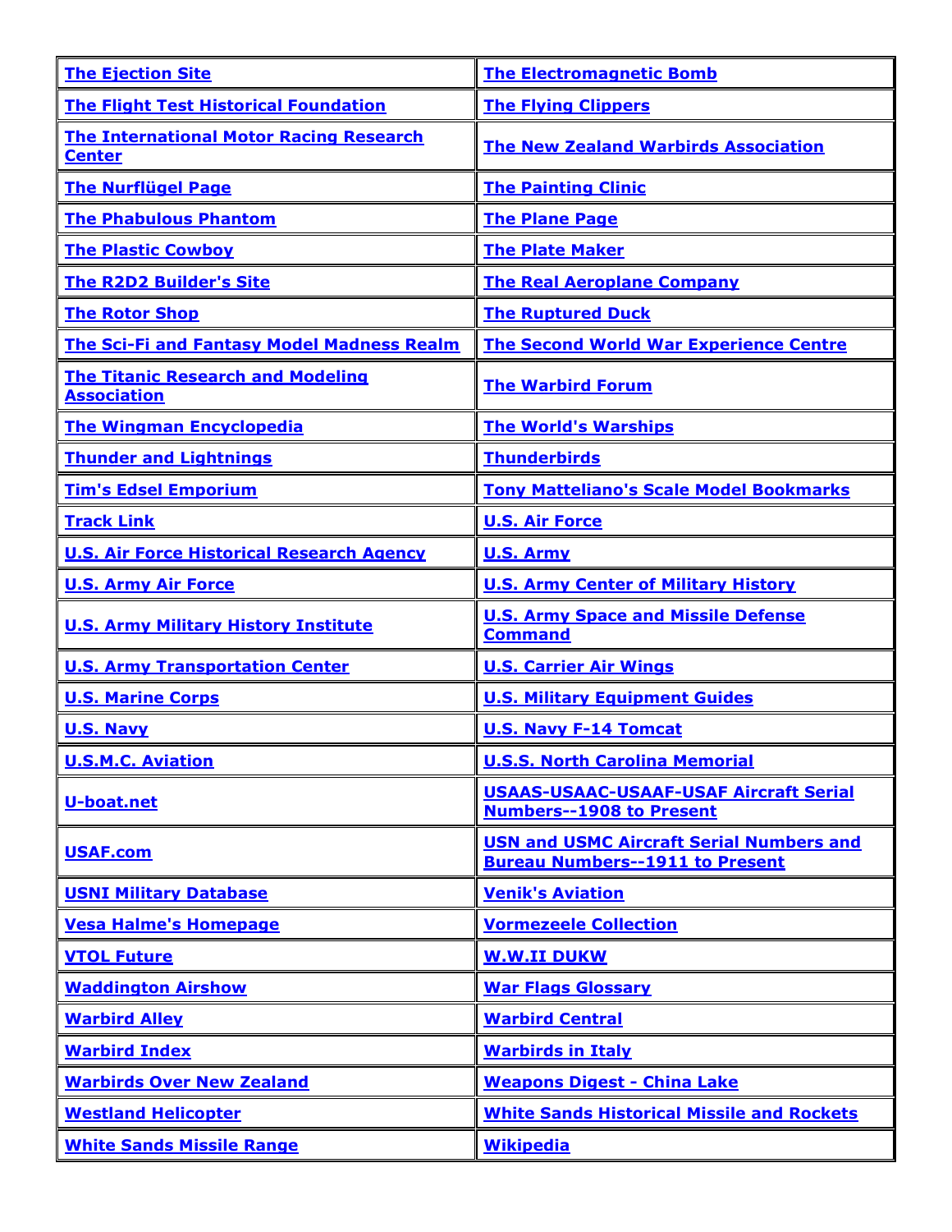| The Ejection Site | The Electromagnetic Bomb |
|---|---|
| The Flight Test Historical Foundation | The Flying Clippers |
| The International Motor Racing Research Center | The New Zealand Warbirds Association |
| The Nurflügel Page | The Painting Clinic |
| The Phabulous Phantom | The Plane Page |
| The Plastic Cowboy | The Plate Maker |
| The R2D2 Builder's Site | The Real Aeroplane Company |
| The Rotor Shop | The Ruptured Duck |
| The Sci-Fi and Fantasy Model Madness Realm | The Second World War Experience Centre |
| The Titanic Research and Modeling Association | The Warbird Forum |
| The Wingman Encyclopedia | The World's Warships |
| Thunder and Lightnings | Thunderbirds |
| Tim's Edsel Emporium | Tony Matteliano's Scale Model Bookmarks |
| Track Link | U.S. Air Force |
| U.S. Air Force Historical Research Agency | U.S. Army |
| U.S. Army Air Force | U.S. Army Center of Military History |
| U.S. Army Military History Institute | U.S. Army Space and Missile Defense Command |
| U.S. Army Transportation Center | U.S. Carrier Air Wings |
| U.S. Marine Corps | U.S. Military Equipment Guides |
| U.S. Navy | U.S. Navy F-14 Tomcat |
| U.S.M.C. Aviation | U.S.S. North Carolina Memorial |
| U-boat.net | USAAS-USAAC-USAAF-USAF Aircraft Serial Numbers--1908 to Present |
| USAF.com | USN and USMC Aircraft Serial Numbers and Bureau Numbers--1911 to Present |
| USNI Military Database | Venik's Aviation |
| Vesa Halme's Homepage | Vormezeele Collection |
| VTOL Future | W.W.II DUKW |
| Waddington Airshow | War Flags Glossary |
| Warbird Alley | Warbird Central |
| Warbird Index | Warbirds in Italy |
| Warbirds Over New Zealand | Weapons Digest - China Lake |
| Westland Helicopter | White Sands Historical Missile and Rockets |
| White Sands Missile Range | Wikipedia |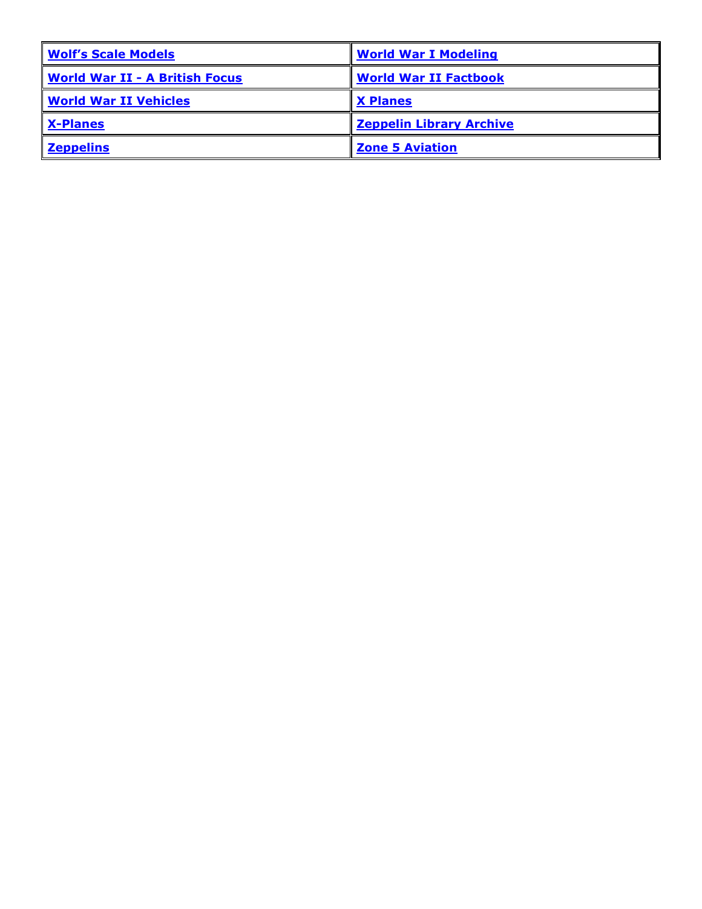| | |
|---|---|
| **Wolf's Scale Models** | **World War I Modeling** |
| **World War II - A British Focus** | **World War II Factbook** |
| **World War II Vehicles** | **X Planes** |
| **X-Planes** | **Zeppelin Library Archive** |
| **Zeppelins** | **Zone 5 Aviation** |